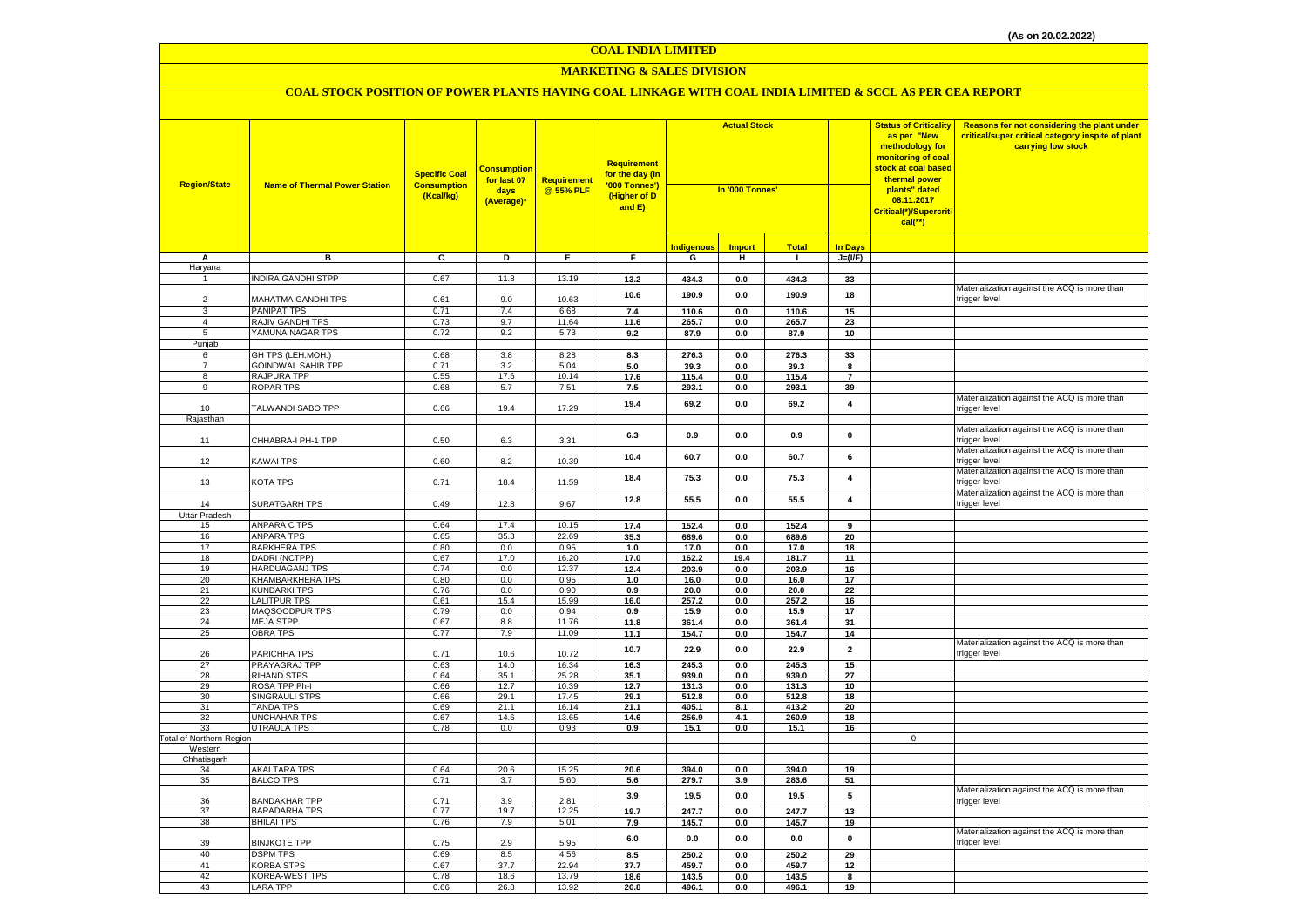(As on 20.02.2022)

# COAL INDIA LIMITED

## MARKETING & SALES DIVISION

### COAL STOCK POSITION OF POWER PLANTS HAVING COAL LINKAGE WITH COAL INDIA LIMITED & SCCL AS PER CEA REPORT

| Region/State | Name of Thermal Power Station | Specific Coal Consumption (Kcal/kg) | Consumption for last 07 days (Average)* | Requirement @ 55% PLF | Requirement for the day (In '000 Tonnes') (Higher of D and E) | Actual Stock In '000 Tonnes' | | | | Status of Criticality as per "New methodology for monitoring of coal stock at coal based thermal power plants" dated 08.11.2017 Critical(*)/Supercritical(**) | Reasons for not considering the plant under critical/super critical category inspite of plant carrying low stock |
|---|---|---|---|---|---|---|---|---|---|---|---|
| | | | | | | Indigenous | Import | Total | In Days | | |
| A | B | C | D | E | F | G | H | I | J=(I/F) | | |
| Haryana | | | | | | | | | | | |
| 1 | INDIRA GANDHI STPP | 0.67 | 11.8 | 13.19 | 13.2 | 434.3 | 0.0 | 434.3 | 33 | | |
| 2 | MAHATMA GANDHI TPS | 0.61 | 9.0 | 10.63 | 10.6 | 190.9 | 0.0 | 190.9 | 18 | | Materialization against the ACQ is more than trigger level |
| 3 | PANIPAT TPS | 0.71 | 7.4 | 6.68 | 7.4 | 110.6 | 0.0 | 110.6 | 15 | | |
| 4 | RAJIV GANDHI TPS | 0.73 | 9.7 | 11.64 | 11.6 | 265.7 | 0.0 | 265.7 | 23 | | |
| 5 | YAMUNA NAGAR TPS | 0.72 | 9.2 | 5.73 | 9.2 | 87.9 | 0.0 | 87.9 | 10 | | |
| Punjab | | | | | | | | | | | |
| 6 | GH TPS (LEH.MOH.) | 0.68 | 3.8 | 8.28 | 8.3 | 276.3 | 0.0 | 276.3 | 33 | | |
| 7 | GOINDWAL SAHIB TPP | 0.71 | 3.2 | 5.04 | 5.0 | 39.3 | 0.0 | 39.3 | 8 | | |
| 8 | RAJPURA TPP | 0.55 | 17.6 | 10.14 | 17.6 | 115.4 | 0.0 | 115.4 | 7 | | |
| 9 | ROPAR TPS | 0.68 | 5.7 | 7.51 | 7.5 | 293.1 | 0.0 | 293.1 | 39 | | |
| 10 | TALWANDI SABO TPP | 0.66 | 19.4 | 17.29 | 19.4 | 69.2 | 0.0 | 69.2 | 4 | | Materialization against the ACQ is more than trigger level |
| Rajasthan | | | | | | | | | | | |
| 11 | CHHABRA-I PH-1 TPP | 0.50 | 6.3 | 3.31 | 6.3 | 0.9 | 0.0 | 0.9 | 0 | | Materialization against the ACQ is more than trigger level |
| 12 | KAWAI TPS | 0.60 | 8.2 | 10.39 | 10.4 | 60.7 | 0.0 | 60.7 | 6 | | Materialization against the ACQ is more than trigger level |
| 13 | KOTA TPS | 0.71 | 18.4 | 11.59 | 18.4 | 75.3 | 0.0 | 75.3 | 4 | | Materialization against the ACQ is more than trigger level |
| 14 | SURATGARH TPS | 0.49 | 12.8 | 9.67 | 12.8 | 55.5 | 0.0 | 55.5 | 4 | | Materialization against the ACQ is more than trigger level |
| Uttar Pradesh | | | | | | | | | | | |
| 15 | ANPARA C TPS | 0.64 | 17.4 | 10.15 | 17.4 | 152.4 | 0.0 | 152.4 | 9 | | |
| 16 | ANPARA TPS | 0.65 | 35.3 | 22.69 | 35.3 | 689.6 | 0.0 | 689.6 | 20 | | |
| 17 | BARKHERA TPS | 0.80 | 0.0 | 0.95 | 1.0 | 17.0 | 0.0 | 17.0 | 18 | | |
| 18 | DADRI (NCTPP) | 0.67 | 17.0 | 16.20 | 17.0 | 162.2 | 19.4 | 181.7 | 11 | | |
| 19 | HARDUAGANJ TPS | 0.74 | 0.0 | 12.37 | 12.4 | 203.9 | 0.0 | 203.9 | 16 | | |
| 20 | KHAMBARKHERA TPS | 0.80 | 0.0 | 0.95 | 1.0 | 16.0 | 0.0 | 16.0 | 17 | | |
| 21 | KUNDARKI TPS | 0.76 | 0.0 | 0.90 | 0.9 | 20.0 | 0.0 | 20.0 | 22 | | |
| 22 | LALITPUR TPS | 0.61 | 15.4 | 15.99 | 16.0 | 257.2 | 0.0 | 257.2 | 16 | | |
| 23 | MAQSOODPUR TPS | 0.79 | 0.0 | 0.94 | 0.9 | 15.9 | 0.0 | 15.9 | 17 | | |
| 24 | MEJA STPP | 0.67 | 8.8 | 11.76 | 11.8 | 361.4 | 0.0 | 361.4 | 31 | | |
| 25 | OBRA TPS | 0.77 | 7.9 | 11.09 | 11.1 | 154.7 | 0.0 | 154.7 | 14 | | |
| 26 | PARICHHA TPS | 0.71 | 10.6 | 10.72 | 10.7 | 22.9 | 0.0 | 22.9 | 2 | | Materialization against the ACQ is more than trigger level |
| 27 | PRAYAGRAJ TPP | 0.63 | 14.0 | 16.34 | 16.3 | 245.3 | 0.0 | 245.3 | 15 | | |
| 28 | RIHAND STPS | 0.64 | 35.1 | 25.28 | 35.1 | 939.0 | 0.0 | 939.0 | 27 | | |
| 29 | ROSA TPP Ph-I | 0.66 | 12.7 | 10.39 | 12.7 | 131.3 | 0.0 | 131.3 | 10 | | |
| 30 | SINGRAULI STPS | 0.66 | 29.1 | 17.45 | 29.1 | 512.8 | 0.0 | 512.8 | 18 | | |
| 31 | TANDA TPS | 0.69 | 21.1 | 16.14 | 21.1 | 405.1 | 8.1 | 413.2 | 20 | | |
| 32 | UNCHAHAR TPS | 0.67 | 14.6 | 13.65 | 14.6 | 256.9 | 4.1 | 260.9 | 18 | | |
| 33 | UTRAULA TPS | 0.78 | 0.0 | 0.93 | 0.9 | 15.1 | 0.0 | 15.1 | 16 | | |
| Total of Northern Region | | | | | | | | | | 0 | |
| Western | | | | | | | | | | | |
| Chhatisgarh | | | | | | | | | | | |
| 34 | AKALTARA TPS | 0.64 | 20.6 | 15.25 | 20.6 | 394.0 | 0.0 | 394.0 | 19 | | |
| 35 | BALCO TPS | 0.71 | 3.7 | 5.60 | 5.6 | 279.7 | 3.9 | 283.6 | 51 | | |
| 36 | BANDAKHAR TPP | 0.71 | 3.9 | 2.81 | 3.9 | 19.5 | 0.0 | 19.5 | 5 | | Materialization against the ACQ is more than trigger level |
| 37 | BARADARHA TPS | 0.77 | 19.7 | 12.25 | 19.7 | 247.7 | 0.0 | 247.7 | 13 | | |
| 38 | BHILAI TPS | 0.76 | 7.9 | 5.01 | 7.9 | 145.7 | 0.0 | 145.7 | 19 | | |
| 39 | BINJKOTE TPP | 0.75 | 2.9 | 5.95 | 6.0 | 0.0 | 0.0 | 0.0 | 0 | | Materialization against the ACQ is more than trigger level |
| 40 | DSPM TPS | 0.69 | 8.5 | 4.56 | 8.5 | 250.2 | 0.0 | 250.2 | 29 | | |
| 41 | KORBA STPS | 0.67 | 37.7 | 22.94 | 37.7 | 459.7 | 0.0 | 459.7 | 12 | | |
| 42 | KORBA-WEST TPS | 0.78 | 18.6 | 13.79 | 18.6 | 143.5 | 0.0 | 143.5 | 8 | | |
| 43 | LARA TPP | 0.66 | 26.8 | 13.92 | 26.8 | 496.1 | 0.0 | 496.1 | 19 | | |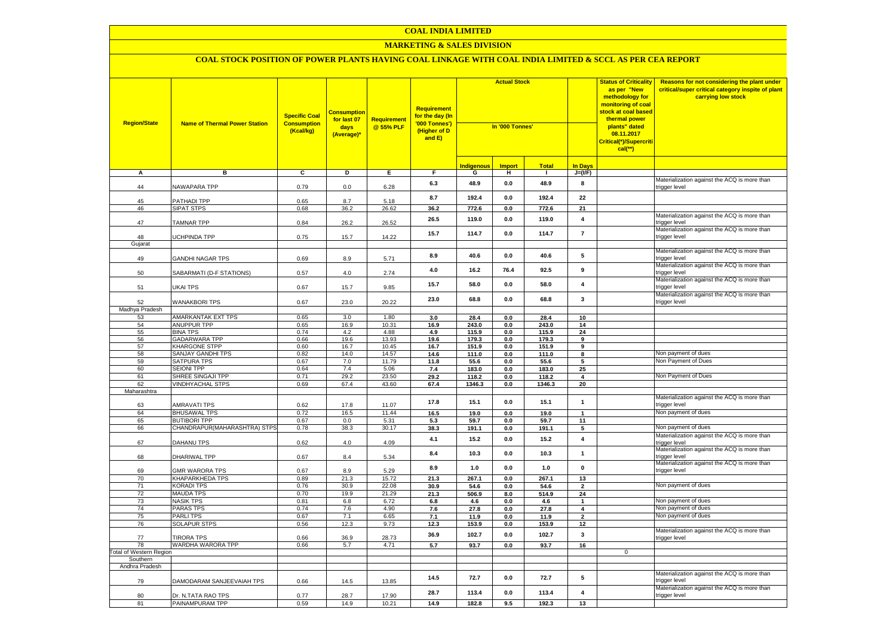# COAL INDIA LIMITED

## MARKETING & SALES DIVISION

### COAL STOCK POSITION OF POWER PLANTS HAVING COAL LINKAGE WITH COAL INDIA LIMITED & SCCL AS PER CEA REPORT

| Region/State | Name of Thermal Power Station | Specific Coal Consumption (Kcal/kg) | Consumption for last 07 days (Average)* | Requirement @ 55% PLF | Requirement for the day (In '000 Tonnes') (Higher of D and E) | Actual Stock In '000 Tonnes' | | | | Status of Criticality as per "New methodology for monitoring of coal stock at coal based thermal power plants" dated 08.11.2017 Critical(*)/Supercritical(**) | Reasons for not considering the plant under critical/super critical category inspite of plant carrying low stock |
|---|---|---|---|---|---|---|---|---|---|---|---|
| | | | | | | Indigenous | Import | Total | In Days | | |
| A | B | C | D | E | F | G | H | I | J=(I/F) | | |
| 44 | NAWAPARA TPP | 0.79 | 0.0 | 6.28 | 6.3 | 48.9 | 0.0 | 48.9 | 8 | | Materialization against the ACQ is more than trigger level |
| 45 | PATHADI TPP | 0.65 | 8.7 | 5.18 | 8.7 | 192.4 | 0.0 | 192.4 | 22 | | |
| 46 | SIPAT STPS | 0.68 | 36.2 | 26.62 | 36.2 | 772.6 | 0.0 | 772.6 | 21 | | |
| 47 | TAMNAR TPP | 0.84 | 26.2 | 26.52 | 26.5 | 119.0 | 0.0 | 119.0 | 4 | | Materialization against the ACQ is more than trigger level |
| 48 | UCHPINDA TPP | 0.75 | 15.7 | 14.22 | 15.7 | 114.7 | 0.0 | 114.7 | 7 | | Materialization against the ACQ is more than trigger level |
| Gujarat | | | | | | | | | | | |
| 49 | GANDHI NAGAR TPS | 0.69 | 8.9 | 5.71 | 8.9 | 40.6 | 0.0 | 40.6 | 5 | | Materialization against the ACQ is more than trigger level |
| 50 | SABARMATI (D-F STATIONS) | 0.57 | 4.0 | 2.74 | 4.0 | 16.2 | 76.4 | 92.5 | 9 | | Materialization against the ACQ is more than trigger level |
| 51 | UKAI TPS | 0.67 | 15.7 | 9.85 | 15.7 | 58.0 | 0.0 | 58.0 | 4 | | Materialization against the ACQ is more than trigger level |
| 52 | WANAKBORI TPS | 0.67 | 23.0 | 20.22 | 23.0 | 68.8 | 0.0 | 68.8 | 3 | | Materialization against the ACQ is more than trigger level |
| Madhya Pradesh | | | | | | | | | | | |
| 53 | AMARKANTAK EXT TPS | 0.65 | 3.0 | 1.80 | 3.0 | 28.4 | 0.0 | 28.4 | 10 | | |
| 54 | ANUPPUR TPP | 0.65 | 16.9 | 10.31 | 16.9 | 243.0 | 0.0 | 243.0 | 14 | | |
| 55 | BINA TPS | 0.74 | 4.2 | 4.88 | 4.9 | 115.9 | 0.0 | 115.9 | 24 | | |
| 56 | GADARWARA TPP | 0.66 | 19.6 | 13.93 | 19.6 | 179.3 | 0.0 | 179.3 | 9 | | |
| 57 | KHARGONE STPP | 0.60 | 16.7 | 10.45 | 16.7 | 151.9 | 0.0 | 151.9 | 9 | | |
| 58 | SANJAY GANDHI TPS | 0.82 | 14.0 | 14.57 | 14.6 | 111.0 | 0.0 | 111.0 | 8 | | Non payment of dues |
| 59 | SATPURA TPS | 0.67 | 7.0 | 11.79 | 11.8 | 55.6 | 0.0 | 55.6 | 5 | | Non Payment of Dues |
| 60 | SEIONI TPP | 0.64 | 7.4 | 5.06 | 7.4 | 183.0 | 0.0 | 183.0 | 25 | | |
| 61 | SHREE SINGAJI TPP | 0.71 | 29.2 | 23.50 | 29.2 | 118.2 | 0.0 | 118.2 | 4 | | Non Payment of Dues |
| 62 | VINDHYACHAL STPS | 0.69 | 67.4 | 43.60 | 67.4 | 1346.3 | 0.0 | 1346.3 | 20 | | |
| Maharashtra | | | | | | | | | | | |
| 63 | AMRAVATI TPS | 0.62 | 17.8 | 11.07 | 17.8 | 15.1 | 0.0 | 15.1 | 1 | | Materialization against the ACQ is more than trigger level |
| 64 | BHUSAWAL TPS | 0.72 | 16.5 | 11.44 | 16.5 | 19.0 | 0.0 | 19.0 | 1 | | Non payment of dues |
| 65 | BUTIBORI TPP | 0.67 | 0.0 | 5.31 | 5.3 | 59.7 | 0.0 | 59.7 | 11 | | |
| 66 | CHANDRAPUR(MAHARASHTRA) STPS | 0.78 | 38.3 | 30.17 | 38.3 | 191.1 | 0.0 | 191.1 | 5 | | Non payment of dues |
| 67 | DAHANU TPS | 0.62 | 4.0 | 4.09 | 4.1 | 15.2 | 0.0 | 15.2 | 4 | | Materialization against the ACQ is more than trigger level |
| 68 | DHARIWAL TPP | 0.67 | 8.4 | 5.34 | 8.4 | 10.3 | 0.0 | 10.3 | 1 | | Materialization against the ACQ is more than trigger level |
| 69 | GMR WARORA TPS | 0.67 | 8.9 | 5.29 | 8.9 | 1.0 | 0.0 | 1.0 | 0 | | Materialization against the ACQ is more than trigger level |
| 70 | KHAPARKHEDA TPS | 0.89 | 21.3 | 15.72 | 21.3 | 267.1 | 0.0 | 267.1 | 13 | | |
| 71 | KORADI TPS | 0.76 | 30.9 | 22.08 | 30.9 | 54.6 | 0.0 | 54.6 | 2 | | Non payment of dues |
| 72 | MAUDA TPS | 0.70 | 19.9 | 21.29 | 21.3 | 506.9 | 8.0 | 514.9 | 24 | | |
| 73 | NASIK TPS | 0.81 | 6.8 | 6.72 | 6.8 | 4.6 | 0.0 | 4.6 | 1 | | Non payment of dues |
| 74 | PARAS TPS | 0.74 | 7.6 | 4.90 | 7.6 | 27.8 | 0.0 | 27.8 | 4 | | Non payment of dues |
| 75 | PARLI TPS | 0.67 | 7.1 | 6.65 | 7.1 | 11.9 | 0.0 | 11.9 | 2 | | Non payment of dues |
| 76 | SOLAPUR STPS | 0.56 | 12.3 | 9.73 | 12.3 | 153.9 | 0.0 | 153.9 | 12 | | |
| 77 | TIRORA TPS | 0.66 | 36.9 | 28.73 | 36.9 | 102.7 | 0.0 | 102.7 | 3 | | Materialization against the ACQ is more than trigger level |
| 78 | WARDHA WARORA TPP | 0.66 | 5.7 | 4.71 | 5.7 | 93.7 | 0.0 | 93.7 | 16 | | |
| Total of Western Region | | | | | | | | | | 0 | |
| Southern | | | | | | | | | | | |
| Andhra Pradesh | | | | | | | | | | | |
| 79 | DAMODARAM SANJEEVAIAH TPS | 0.66 | 14.5 | 13.85 | 14.5 | 72.7 | 0.0 | 72.7 | 5 | | Materialization against the ACQ is more than trigger level |
| 80 | Dr. N.TATA RAO TPS | 0.77 | 28.7 | 17.90 | 28.7 | 113.4 | 0.0 | 113.4 | 4 | | Materialization against the ACQ is more than trigger level |
| 81 | PAINAMPURAM TPP | 0.59 | 14.9 | 10.21 | 14.9 | 182.8 | 9.5 | 192.3 | 13 | | |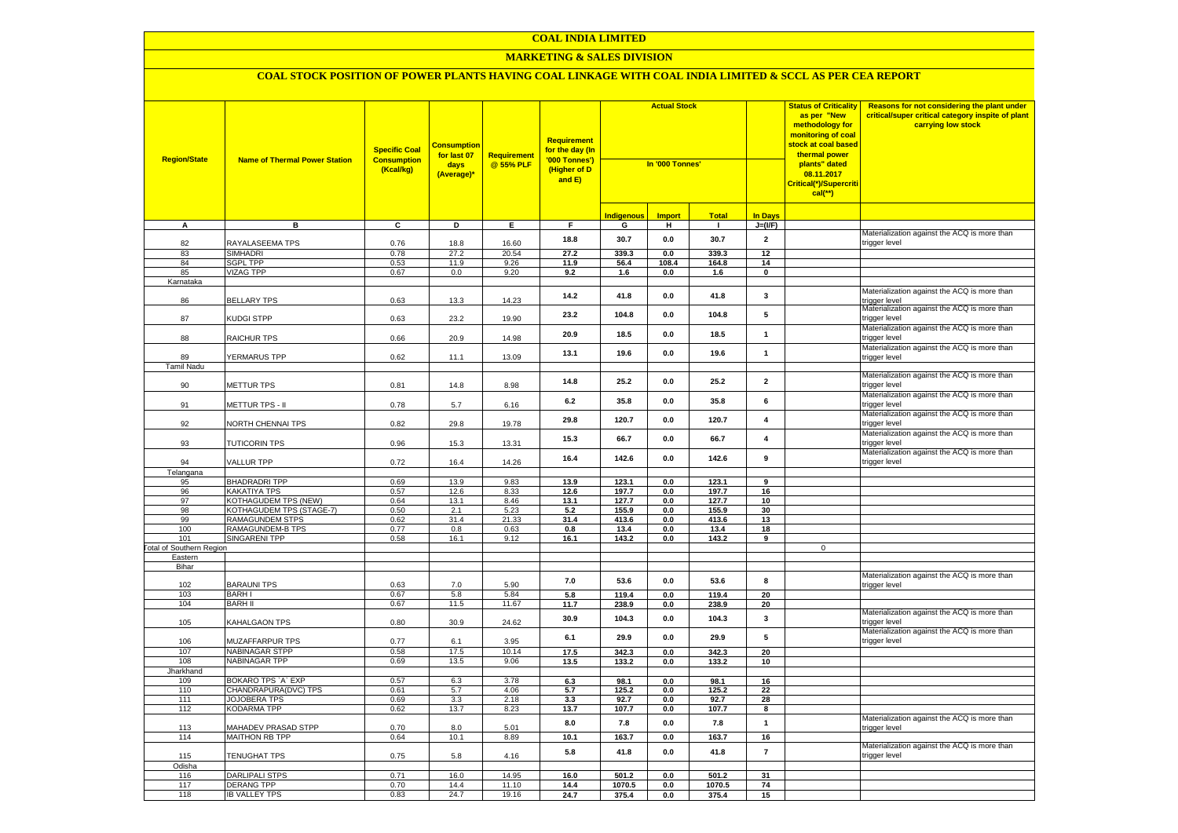# COAL INDIA LIMITED

## MARKETING & SALES DIVISION

### COAL STOCK POSITION OF POWER PLANTS HAVING COAL LINKAGE WITH COAL INDIA LIMITED & SCCL AS PER CEA REPORT

| Region/State | Name of Thermal Power Station | Specific Coal Consumption (Kcal/kg) | Consumption for last 07 days (Average)* | Requirement @ 55% PLF | Requirement for the day (In '000 Tonnes') (Higher of D and E) | Actual Stock In '000 Tonnes' | | | | Status of Criticality as per "New methodology for monitoring of coal stock at coal based thermal power plants" dated 08.11.2017 Critical(*)/Supercritical(**) | Reasons for not considering the plant under critical/super critical category inspite of plant carrying low stock |
|---|---|---|---|---|---|---|---|---|---|---|---|
| | | | | | | Indigenous | Import | Total | In Days | | |
| A | B | C | D | E | F | G | H | I | J=(I/F) | | |
| 82 | RAYALASEEMA TPS | 0.76 | 18.8 | 16.60 | 18.8 | 30.7 | 0.0 | 30.7 | 2 | | Materialization against the ACQ is more than trigger level |
| 83 | SIMHADRI | 0.78 | 27.2 | 20.54 | 27.2 | 339.3 | 0.0 | 339.3 | 12 | | |
| 84 | SGPL TPP | 0.53 | 11.9 | 9.26 | 11.9 | 56.4 | 108.4 | 164.8 | 14 | | |
| 85 | VIZAG TPP | 0.67 | 0.0 | 9.20 | 9.2 | 1.6 | 0.0 | 1.6 | 0 | | |
| Karnataka | | | | | | | | | | | |
| 86 | BELLARY TPS | 0.63 | 13.3 | 14.23 | 14.2 | 41.8 | 0.0 | 41.8 | 3 | | Materialization against the ACQ is more than trigger level |
| 87 | KUDGI STPP | 0.63 | 23.2 | 19.90 | 23.2 | 104.8 | 0.0 | 104.8 | 5 | | Materialization against the ACQ is more than trigger level |
| 88 | RAICHUR TPS | 0.66 | 20.9 | 14.98 | 20.9 | 18.5 | 0.0 | 18.5 | 1 | | Materialization against the ACQ is more than trigger level |
| 89 | YERMARUS TPP | 0.62 | 11.1 | 13.09 | 13.1 | 19.6 | 0.0 | 19.6 | 1 | | Materialization against the ACQ is more than trigger level |
| Tamil Nadu | | | | | | | | | | | |
| 90 | METTUR TPS | 0.81 | 14.8 | 8.98 | 14.8 | 25.2 | 0.0 | 25.2 | 2 | | Materialization against the ACQ is more than trigger level |
| 91 | METTUR TPS - II | 0.78 | 5.7 | 6.16 | 6.2 | 35.8 | 0.0 | 35.8 | 6 | | Materialization against the ACQ is more than trigger level |
| 92 | NORTH CHENNAI TPS | 0.82 | 29.8 | 19.78 | 29.8 | 120.7 | 0.0 | 120.7 | 4 | | Materialization against the ACQ is more than trigger level |
| 93 | TUTICORIN TPS | 0.96 | 15.3 | 13.31 | 15.3 | 66.7 | 0.0 | 66.7 | 4 | | Materialization against the ACQ is more than trigger level |
| 94 | VALLUR TPP | 0.72 | 16.4 | 14.26 | 16.4 | 142.6 | 0.0 | 142.6 | 9 | | Materialization against the ACQ is more than trigger level |
| Telangana | | | | | | | | | | | |
| 95 | BHADRADRI TPP | 0.69 | 13.9 | 9.83 | 13.9 | 123.1 | 0.0 | 123.1 | 9 | | |
| 96 | KAKATIYA TPS | 0.57 | 12.6 | 8.33 | 12.6 | 197.7 | 0.0 | 197.7 | 16 | | |
| 97 | KOTHAGUDEM TPS (NEW) | 0.64 | 13.1 | 8.46 | 13.1 | 127.7 | 0.0 | 127.7 | 10 | | |
| 98 | KOTHAGUDEM TPS (STAGE-7) | 0.50 | 2.1 | 5.23 | 5.2 | 155.9 | 0.0 | 155.9 | 30 | | |
| 99 | RAMAGUNDEM STPS | 0.62 | 31.4 | 21.33 | 31.4 | 413.6 | 0.0 | 413.6 | 13 | | |
| 100 | RAMAGUNDEM-B TPS | 0.77 | 0.8 | 0.63 | 0.8 | 13.4 | 0.0 | 13.4 | 18 | | |
| 101 | SINGARENI TPP | 0.58 | 16.1 | 9.12 | 16.1 | 143.2 | 0.0 | 143.2 | 9 | | |
| Total of Southern Region | | | | | | | | | | 0 | |
| Eastern | | | | | | | | | | | |
| Bihar | | | | | | | | | | | |
| 102 | BARAUNI TPS | 0.63 | 7.0 | 5.90 | 7.0 | 53.6 | 0.0 | 53.6 | 8 | | Materialization against the ACQ is more than trigger level |
| 103 | BARH I | 0.67 | 5.8 | 5.84 | 5.8 | 119.4 | 0.0 | 119.4 | 20 | | |
| 104 | BARH II | 0.67 | 11.5 | 11.67 | 11.7 | 238.9 | 0.0 | 238.9 | 20 | | |
| 105 | KAHALGAON TPS | 0.80 | 30.9 | 24.62 | 30.9 | 104.3 | 0.0 | 104.3 | 3 | | Materialization against the ACQ is more than trigger level |
| 106 | MUZAFFARPUR TPS | 0.77 | 6.1 | 3.95 | 6.1 | 29.9 | 0.0 | 29.9 | 5 | | Materialization against the ACQ is more than trigger level |
| 107 | NABINAGAR STPP | 0.58 | 17.5 | 10.14 | 17.5 | 342.3 | 0.0 | 342.3 | 20 | | |
| 108 | NABINAGAR TPP | 0.69 | 13.5 | 9.06 | 13.5 | 133.2 | 0.0 | 133.2 | 10 | | |
| Jharkhand | | | | | | | | | | | |
| 109 | BOKARO TPS `A` EXP | 0.57 | 6.3 | 3.78 | 6.3 | 98.1 | 0.0 | 98.1 | 16 | | |
| 110 | CHANDRAPURA(DVC) TPS | 0.61 | 5.7 | 4.06 | 5.7 | 125.2 | 0.0 | 125.2 | 22 | | |
| 111 | JOJOBERA TPS | 0.69 | 3.3 | 2.18 | 3.3 | 92.7 | 0.0 | 92.7 | 28 | | |
| 112 | KODARMA TPP | 0.62 | 13.7 | 8.23 | 13.7 | 107.7 | 0.0 | 107.7 | 8 | | |
| 113 | MAHADEV PRASAD STPP | 0.70 | 8.0 | 5.01 | 8.0 | 7.8 | 0.0 | 7.8 | 1 | | Materialization against the ACQ is more than trigger level |
| 114 | MAITHON RB TPP | 0.64 | 10.1 | 8.89 | 10.1 | 163.7 | 0.0 | 163.7 | 16 | | |
| 115 | TENUGHAT TPS | 0.75 | 5.8 | 4.16 | 5.8 | 41.8 | 0.0 | 41.8 | 7 | | Materialization against the ACQ is more than trigger level |
| Odisha | | | | | | | | | | | |
| 116 | DARLIPALI STPS | 0.71 | 16.0 | 14.95 | 16.0 | 501.2 | 0.0 | 501.2 | 31 | | |
| 117 | DERANG TPP | 0.70 | 14.4 | 11.10 | 14.4 | 1070.5 | 0.0 | 1070.5 | 74 | | |
| 118 | IB VALLEY TPS | 0.83 | 24.7 | 19.16 | 24.7 | 375.4 | 0.0 | 375.4 | 15 | | |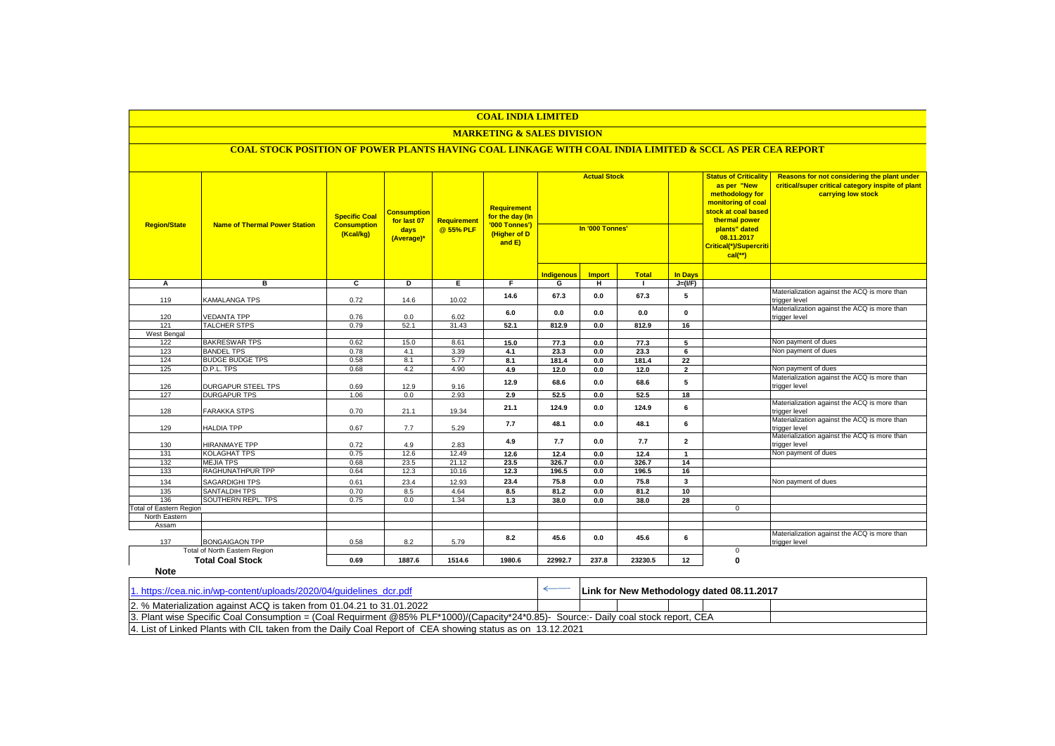# COAL INDIA LIMITED

## MARKETING & SALES DIVISION

### COAL STOCK POSITION OF POWER PLANTS HAVING COAL LINKAGE WITH COAL INDIA LIMITED & SCCL AS PER CEA REPORT

| Region/State | Name of Thermal Power Station | Specific Coal Consumption (Kcal/kg) | Consumption for last 07 days (Average)* | Requirement @ 55% PLF | Requirement for the day (In '000 Tonnes') (Higher of D and E) | Actual Stock In '000 Tonnes' | | | | Status of Criticality as per "New methodology for monitoring of coal stock at coal based thermal power plants" dated 08.11.2017 Critical(*)/Supercritical(**) | Reasons for not considering the plant under critical/super critical category inspite of plant carrying low stock |
|---|---|---|---|---|---|---|---|---|---|---|---|
| | | | | | | Indigenous | Import | Total | In Days | | |
| A | B | C | D | E | F | G | H | I | J=(I/F) | | |
| 119 | KAMALANGA TPS | 0.72 | 14.6 | 10.02 | 14.6 | 67.3 | 0.0 | 67.3 | 5 | | Materialization against the ACQ is more than trigger level |
| 120 | VEDANTA TPP | 0.76 | 0.0 | 6.02 | 6.0 | 0.0 | 0.0 | 0.0 | 0 | | Materialization against the ACQ is more than trigger level |
| 121 | TALCHER STPS | 0.79 | 52.1 | 31.43 | 52.1 | 812.9 | 0.0 | 812.9 | 16 | | |
| West Bengal | | | | | | | | | | | |
| 122 | BAKRESWAR TPS | 0.62 | 15.0 | 8.61 | 15.0 | 77.3 | 0.0 | 77.3 | 5 | | Non payment of dues |
| 123 | BANDEL TPS | 0.78 | 4.1 | 3.39 | 4.1 | 23.3 | 0.0 | 23.3 | 6 | | Non payment of dues |
| 124 | BUDGE BUDGE TPS | 0.58 | 8.1 | 5.77 | 8.1 | 181.4 | 0.0 | 181.4 | 22 | | |
| 125 | D.P.L. TPS | 0.68 | 4.2 | 4.90 | 4.9 | 12.0 | 0.0 | 12.0 | 2 | | Non payment of dues |
| 126 | DURGAPUR STEEL TPS | 0.69 | 12.9 | 9.16 | 12.9 | 68.6 | 0.0 | 68.6 | 5 | | Materialization against the ACQ is more than trigger level |
| 127 | DURGAPUR TPS | 1.06 | 0.0 | 2.93 | 2.9 | 52.5 | 0.0 | 52.5 | 18 | | |
| 128 | FARAKKA STPS | 0.70 | 21.1 | 19.34 | 21.1 | 124.9 | 0.0 | 124.9 | 6 | | Materialization against the ACQ is more than trigger level |
| 129 | HALDIA TPP | 0.67 | 7.7 | 5.29 | 7.7 | 48.1 | 0.0 | 48.1 | 6 | | Materialization against the ACQ is more than trigger level |
| 130 | HIRANMAYE TPP | 0.72 | 4.9 | 2.83 | 4.9 | 7.7 | 0.0 | 7.7 | 2 | | Materialization against the ACQ is more than trigger level |
| 131 | KOLAGHAT TPS | 0.75 | 12.6 | 12.49 | 12.6 | 12.4 | 0.0 | 12.4 | 1 | | Non payment of dues |
| 132 | MEJIA TPS | 0.68 | 23.5 | 21.12 | 23.5 | 326.7 | 0.0 | 326.7 | 14 | | |
| 133 | RAGHUNATHPUR TPP | 0.64 | 12.3 | 10.16 | 12.3 | 196.5 | 0.0 | 196.5 | 16 | | |
| 134 | SAGARDIGHI TPS | 0.61 | 23.4 | 12.93 | 23.4 | 75.8 | 0.0 | 75.8 | 3 | | Non payment of dues |
| 135 | SANTALDIH TPS | 0.70 | 8.5 | 4.64 | 8.5 | 81.2 | 0.0 | 81.2 | 10 | | |
| 136 | SOUTHERN REPL. TPS | 0.75 | 0.0 | 1.34 | 1.3 | 38.0 | 0.0 | 38.0 | 28 | | |
| Total of Eastern Region | | | | | | | | | | 0 | |
| North Eastern | | | | | | | | | | | |
| Assam | | | | | | | | | | | |
| 137 | BONGAIGAON TPP | 0.58 | 8.2 | 5.79 | 8.2 | 45.6 | 0.0 | 45.6 | 6 | | Materialization against the ACQ is more than trigger level |
| Total of North Eastern Region | | | | | | | | | | 0 | |
| Total Coal Stock | | 0.69 | 1887.6 | 1514.6 | 1980.6 | 22992.7 | 237.8 | 23230.5 | 12 | 0 | |

**Note**

1. https://cea.nic.in/wp-content/uploads/2020/04/guidelines_dcr.pdf ← Link for New Methodology dated 08.11.2017
2. % Materialization against ACQ is taken from 01.04.21 to 31.01.2022
3. Plant wise Specific Coal Consumption = (Coal Requirment @85% PLF*1000)/(Capacity*24*0.85)- Source:- Daily coal stock report, CEA
4. List of Linked Plants with CIL taken from the Daily Coal Report of CEA showing status as on 13.12.2021